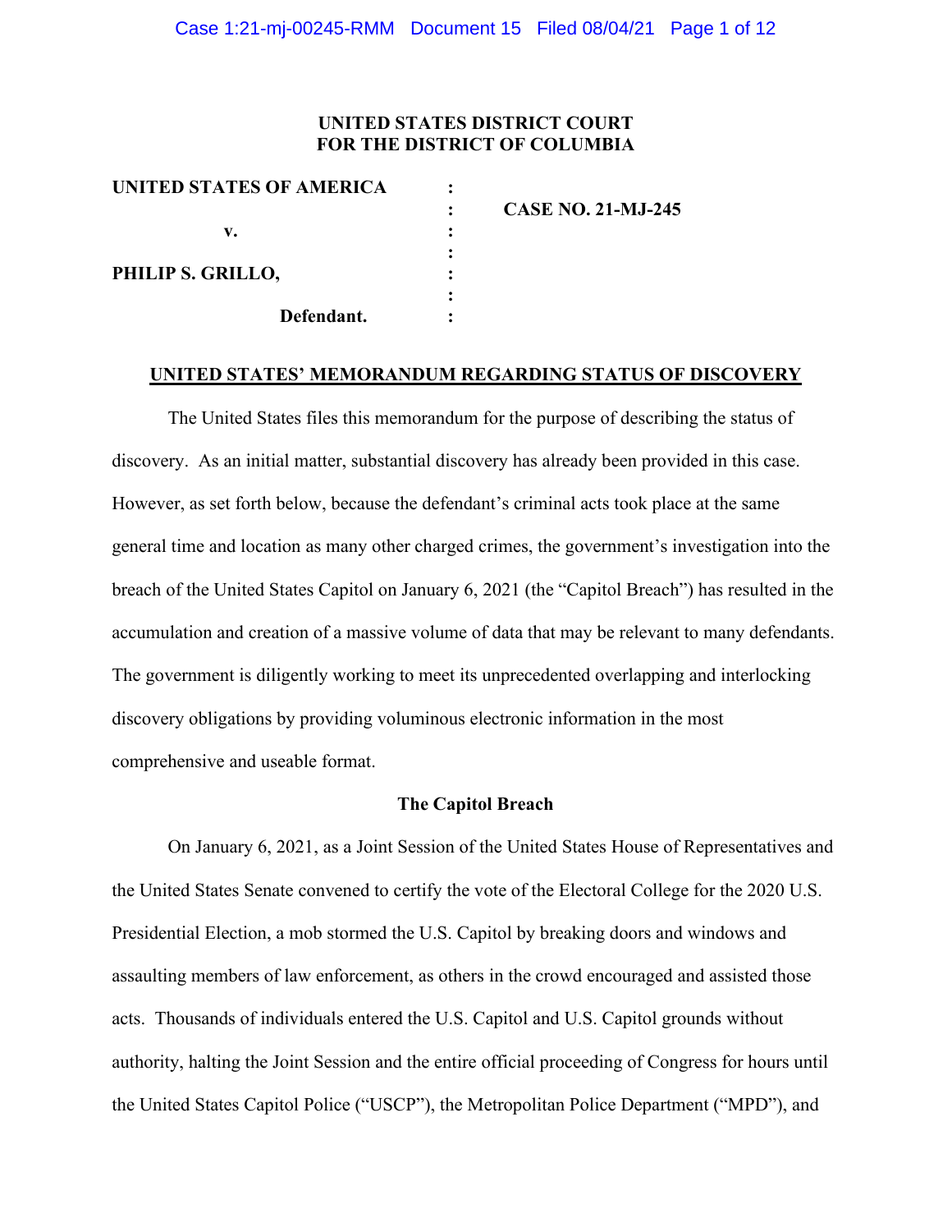UNITED STATES DISTRICT COURT
FOR THE DISTRICT OF COLUMBIA

| | | |
|---|---|---|
| **UNITED STATES OF AMERICA** | : | |
| | : | **CASE NO. 21-MJ-245** |
| **v.** | : | |
| | : | |
| **PHILIP S. GRILLO,** | : | |
| | : | |
| **Defendant.** | : | |

**UNITED STATES' MEMORANDUM REGARDING STATUS OF DISCOVERY**

The United States files this memorandum for the purpose of describing the status of discovery. As an initial matter, substantial discovery has already been provided in this case. However, as set forth below, because the defendant's criminal acts took place at the same general time and location as many other charged crimes, the government's investigation into the breach of the United States Capitol on January 6, 2021 (the "Capitol Breach") has resulted in the accumulation and creation of a massive volume of data that may be relevant to many defendants. The government is diligently working to meet its unprecedented overlapping and interlocking discovery obligations by providing voluminous electronic information in the most comprehensive and useable format.

**The Capitol Breach**

On January 6, 2021, as a Joint Session of the United States House of Representatives and the United States Senate convened to certify the vote of the Electoral College for the 2020 U.S. Presidential Election, a mob stormed the U.S. Capitol by breaking doors and windows and assaulting members of law enforcement, as others in the crowd encouraged and assisted those acts. Thousands of individuals entered the U.S. Capitol and U.S. Capitol grounds without authority, halting the Joint Session and the entire official proceeding of Congress for hours until the United States Capitol Police ("USCP"), the Metropolitan Police Department ("MPD"), and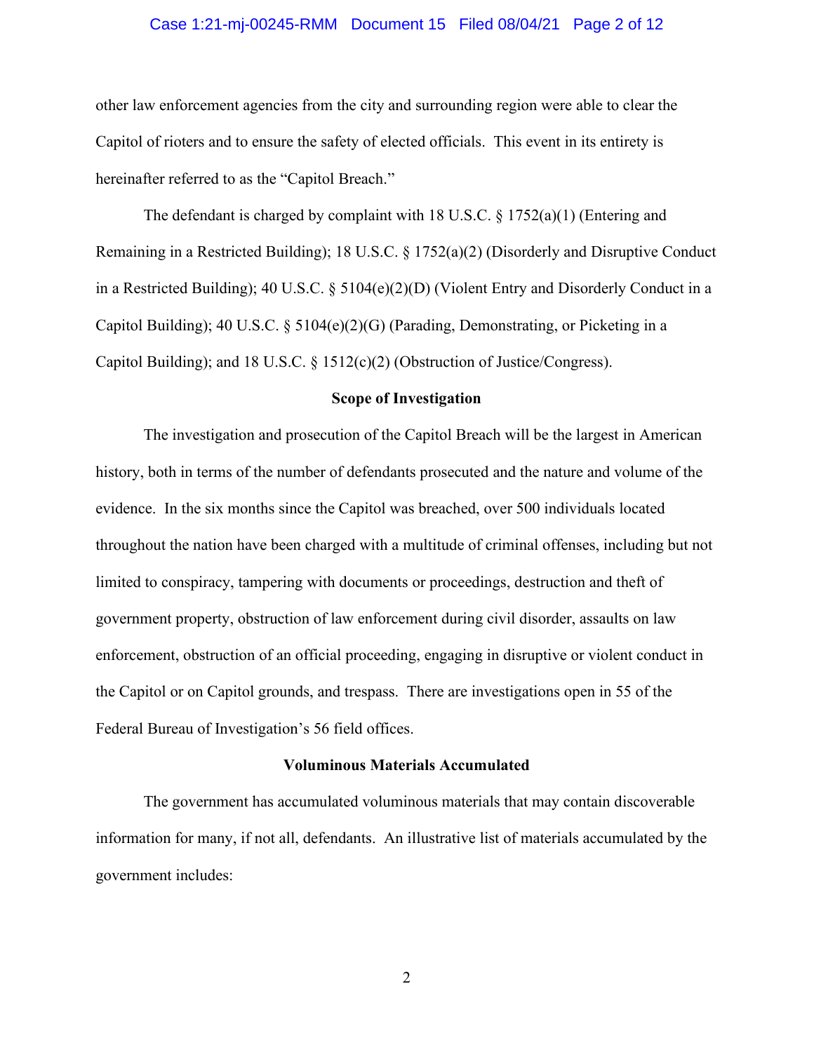other law enforcement agencies from the city and surrounding region were able to clear the Capitol of rioters and to ensure the safety of elected officials. This event in its entirety is hereinafter referred to as the "Capitol Breach."

The defendant is charged by complaint with 18 U.S.C. § 1752(a)(1) (Entering and Remaining in a Restricted Building); 18 U.S.C. § 1752(a)(2) (Disorderly and Disruptive Conduct in a Restricted Building); 40 U.S.C. § 5104(e)(2)(D) (Violent Entry and Disorderly Conduct in a Capitol Building); 40 U.S.C. § 5104(e)(2)(G) (Parading, Demonstrating, or Picketing in a Capitol Building); and 18 U.S.C. § 1512(c)(2) (Obstruction of Justice/Congress).

**Scope of Investigation**

The investigation and prosecution of the Capitol Breach will be the largest in American history, both in terms of the number of defendants prosecuted and the nature and volume of the evidence. In the six months since the Capitol was breached, over 500 individuals located throughout the nation have been charged with a multitude of criminal offenses, including but not limited to conspiracy, tampering with documents or proceedings, destruction and theft of government property, obstruction of law enforcement during civil disorder, assaults on law enforcement, obstruction of an official proceeding, engaging in disruptive or violent conduct in the Capitol or on Capitol grounds, and trespass. There are investigations open in 55 of the Federal Bureau of Investigation's 56 field offices.

**Voluminous Materials Accumulated**

The government has accumulated voluminous materials that may contain discoverable information for many, if not all, defendants. An illustrative list of materials accumulated by the government includes: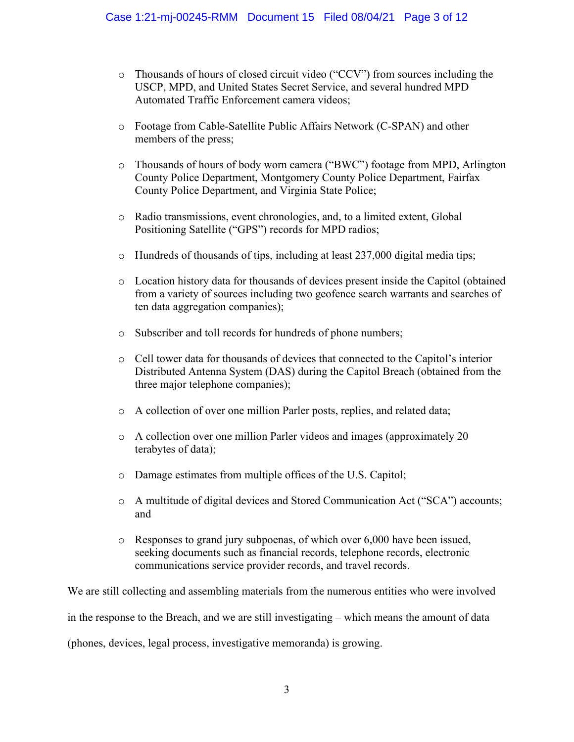- Thousands of hours of closed circuit video ("CCV") from sources including the USCP, MPD, and United States Secret Service, and several hundred MPD Automated Traffic Enforcement camera videos;

- Footage from Cable-Satellite Public Affairs Network (C-SPAN) and other members of the press;

- Thousands of hours of body worn camera ("BWC") footage from MPD, Arlington County Police Department, Montgomery County Police Department, Fairfax County Police Department, and Virginia State Police;

- Radio transmissions, event chronologies, and, to a limited extent, Global Positioning Satellite ("GPS") records for MPD radios;

- Hundreds of thousands of tips, including at least 237,000 digital media tips;

- Location history data for thousands of devices present inside the Capitol (obtained from a variety of sources including two geofence search warrants and searches of ten data aggregation companies);

- Subscriber and toll records for hundreds of phone numbers;

- Cell tower data for thousands of devices that connected to the Capitol's interior Distributed Antenna System (DAS) during the Capitol Breach (obtained from the three major telephone companies);

- A collection of over one million Parler posts, replies, and related data;

- A collection over one million Parler videos and images (approximately 20 terabytes of data);

- Damage estimates from multiple offices of the U.S. Capitol;

- A multitude of digital devices and Stored Communication Act ("SCA") accounts; and

- Responses to grand jury subpoenas, of which over 6,000 have been issued, seeking documents such as financial records, telephone records, electronic communications service provider records, and travel records.

We are still collecting and assembling materials from the numerous entities who were involved in the response to the Breach, and we are still investigating – which means the amount of data (phones, devices, legal process, investigative memoranda) is growing.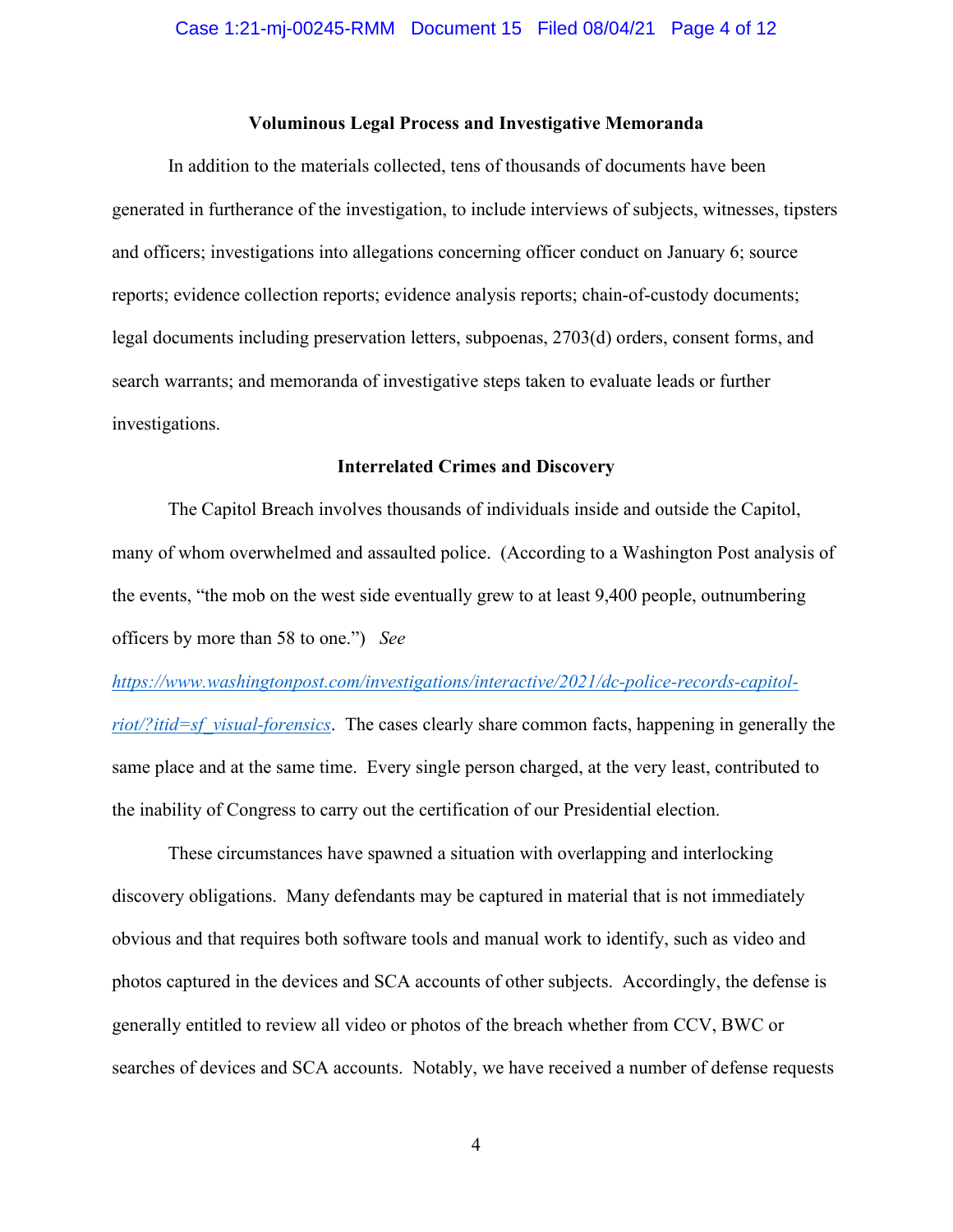**Voluminous Legal Process and Investigative Memoranda**

In addition to the materials collected, tens of thousands of documents have been generated in furtherance of the investigation, to include interviews of subjects, witnesses, tipsters and officers; investigations into allegations concerning officer conduct on January 6; source reports; evidence collection reports; evidence analysis reports; chain-of-custody documents; legal documents including preservation letters, subpoenas, 2703(d) orders, consent forms, and search warrants; and memoranda of investigative steps taken to evaluate leads or further investigations.

**Interrelated Crimes and Discovery**

The Capitol Breach involves thousands of individuals inside and outside the Capitol, many of whom overwhelmed and assaulted police. (According to a Washington Post analysis of the events, "the mob on the west side eventually grew to at least 9,400 people, outnumbering officers by more than 58 to one.") *See* https://www.washingtonpost.com/investigations/interactive/2021/dc-police-records-capitol-riot/?itid=sf_visual-forensics. The cases clearly share common facts, happening in generally the same place and at the same time. Every single person charged, at the very least, contributed to the inability of Congress to carry out the certification of our Presidential election.

These circumstances have spawned a situation with overlapping and interlocking discovery obligations. Many defendants may be captured in material that is not immediately obvious and that requires both software tools and manual work to identify, such as video and photos captured in the devices and SCA accounts of other subjects. Accordingly, the defense is generally entitled to review all video or photos of the breach whether from CCV, BWC or searches of devices and SCA accounts. Notably, we have received a number of defense requests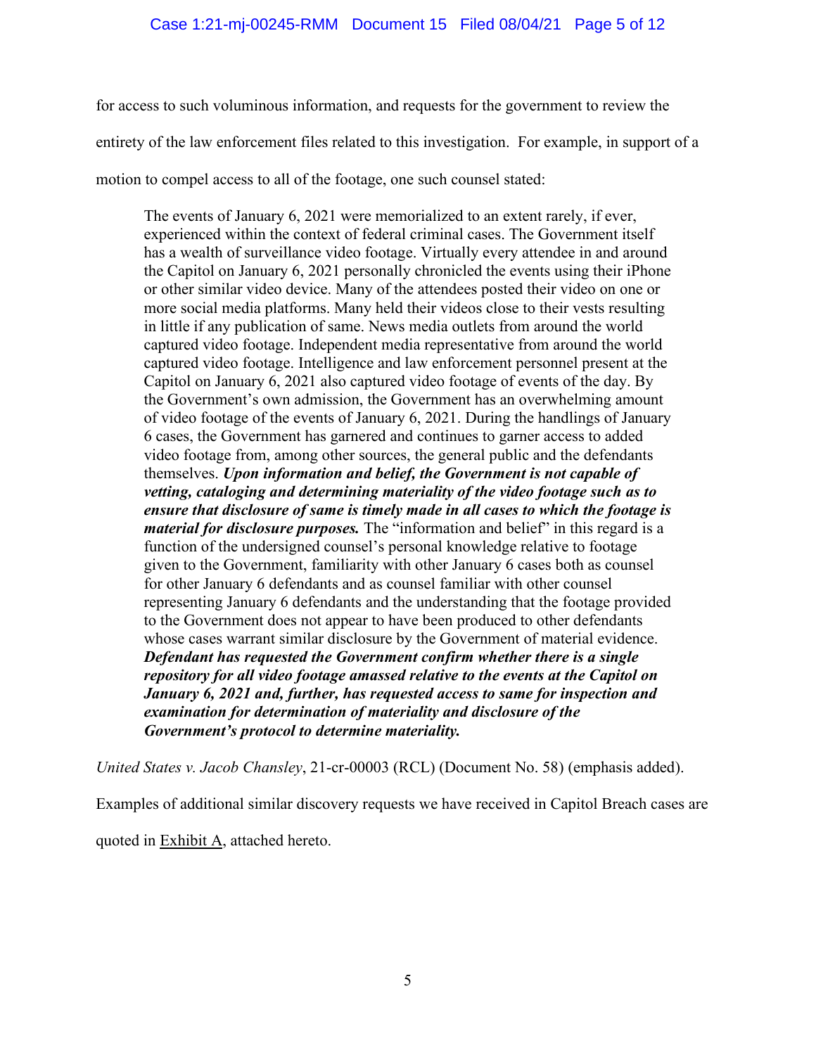for access to such voluminous information, and requests for the government to review the entirety of the law enforcement files related to this investigation. For example, in support of a motion to compel access to all of the footage, one such counsel stated:

> The events of January 6, 2021 were memorialized to an extent rarely, if ever, experienced within the context of federal criminal cases. The Government itself has a wealth of surveillance video footage. Virtually every attendee in and around the Capitol on January 6, 2021 personally chronicled the events using their iPhone or other similar video device. Many of the attendees posted their video on one or more social media platforms. Many held their videos close to their vests resulting in little if any publication of same. News media outlets from around the world captured video footage. Independent media representative from around the world captured video footage. Intelligence and law enforcement personnel present at the Capitol on January 6, 2021 also captured video footage of events of the day. By the Government's own admission, the Government has an overwhelming amount of video footage of the events of January 6, 2021. During the handlings of January 6 cases, the Government has garnered and continues to garner access to added video footage from, among other sources, the general public and the defendants themselves. ***Upon information and belief, the Government is not capable of vetting, cataloging and determining materiality of the video footage such as to ensure that disclosure of same is timely made in all cases to which the footage is material for disclosure purposes.*** The "information and belief" in this regard is a function of the undersigned counsel's personal knowledge relative to footage given to the Government, familiarity with other January 6 cases both as counsel for other January 6 defendants and as counsel familiar with other counsel representing January 6 defendants and the understanding that the footage provided to the Government does not appear to have been produced to other defendants whose cases warrant similar disclosure by the Government of material evidence. ***Defendant has requested the Government confirm whether there is a single repository for all video footage amassed relative to the events at the Capitol on January 6, 2021 and, further, has requested access to same for inspection and examination for determination of materiality and disclosure of the Government's protocol to determine materiality.***

*United States v. Jacob Chansley*, 21-cr-00003 (RCL) (Document No. 58) (emphasis added).

Examples of additional similar discovery requests we have received in Capitol Breach cases are quoted in Exhibit A, attached hereto.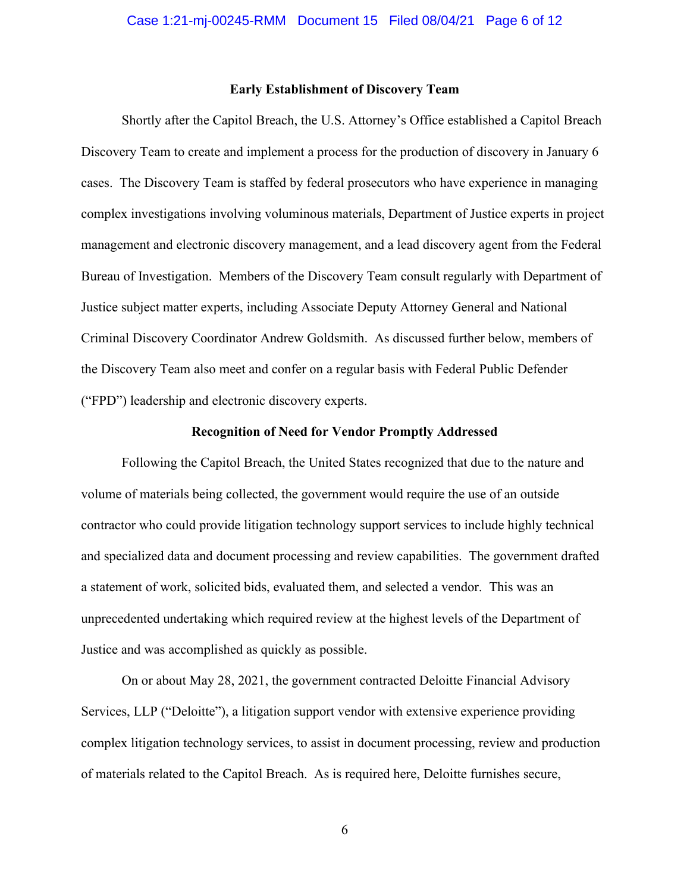**Early Establishment of Discovery Team**

Shortly after the Capitol Breach, the U.S. Attorney's Office established a Capitol Breach Discovery Team to create and implement a process for the production of discovery in January 6 cases. The Discovery Team is staffed by federal prosecutors who have experience in managing complex investigations involving voluminous materials, Department of Justice experts in project management and electronic discovery management, and a lead discovery agent from the Federal Bureau of Investigation. Members of the Discovery Team consult regularly with Department of Justice subject matter experts, including Associate Deputy Attorney General and National Criminal Discovery Coordinator Andrew Goldsmith. As discussed further below, members of the Discovery Team also meet and confer on a regular basis with Federal Public Defender ("FPD") leadership and electronic discovery experts.

**Recognition of Need for Vendor Promptly Addressed**

Following the Capitol Breach, the United States recognized that due to the nature and volume of materials being collected, the government would require the use of an outside contractor who could provide litigation technology support services to include highly technical and specialized data and document processing and review capabilities. The government drafted a statement of work, solicited bids, evaluated them, and selected a vendor. This was an unprecedented undertaking which required review at the highest levels of the Department of Justice and was accomplished as quickly as possible.

On or about May 28, 2021, the government contracted Deloitte Financial Advisory Services, LLP ("Deloitte"), a litigation support vendor with extensive experience providing complex litigation technology services, to assist in document processing, review and production of materials related to the Capitol Breach. As is required here, Deloitte furnishes secure,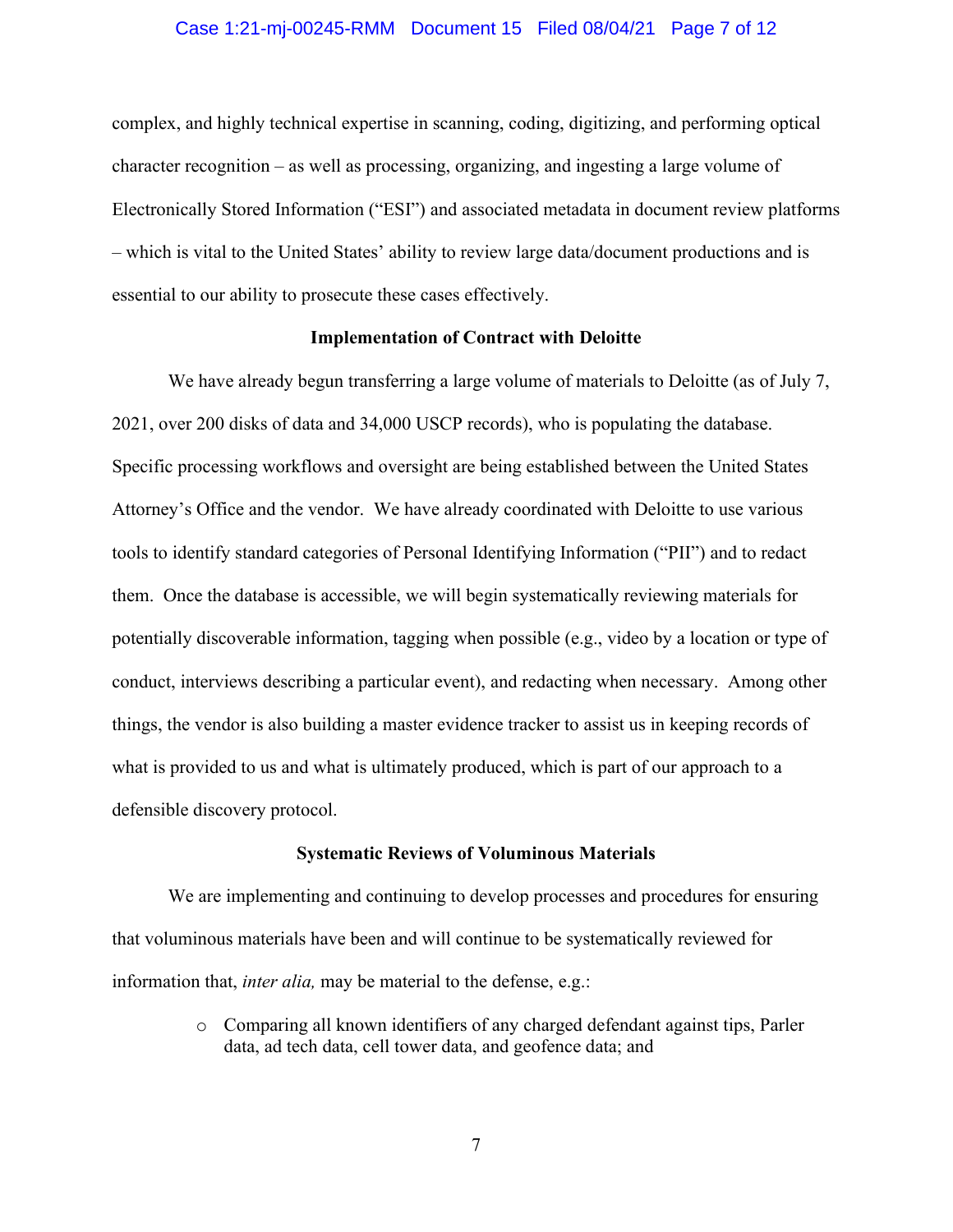complex, and highly technical expertise in scanning, coding, digitizing, and performing optical character recognition – as well as processing, organizing, and ingesting a large volume of Electronically Stored Information ("ESI") and associated metadata in document review platforms – which is vital to the United States' ability to review large data/document productions and is essential to our ability to prosecute these cases effectively.

**Implementation of Contract with Deloitte**

We have already begun transferring a large volume of materials to Deloitte (as of July 7, 2021, over 200 disks of data and 34,000 USCP records), who is populating the database. Specific processing workflows and oversight are being established between the United States Attorney's Office and the vendor. We have already coordinated with Deloitte to use various tools to identify standard categories of Personal Identifying Information ("PII") and to redact them. Once the database is accessible, we will begin systematically reviewing materials for potentially discoverable information, tagging when possible (e.g., video by a location or type of conduct, interviews describing a particular event), and redacting when necessary. Among other things, the vendor is also building a master evidence tracker to assist us in keeping records of what is provided to us and what is ultimately produced, which is part of our approach to a defensible discovery protocol.

**Systematic Reviews of Voluminous Materials**

We are implementing and continuing to develop processes and procedures for ensuring that voluminous materials have been and will continue to be systematically reviewed for information that, *inter alia,* may be material to the defense, e.g.:

- Comparing all known identifiers of any charged defendant against tips, Parler data, ad tech data, cell tower data, and geofence data; and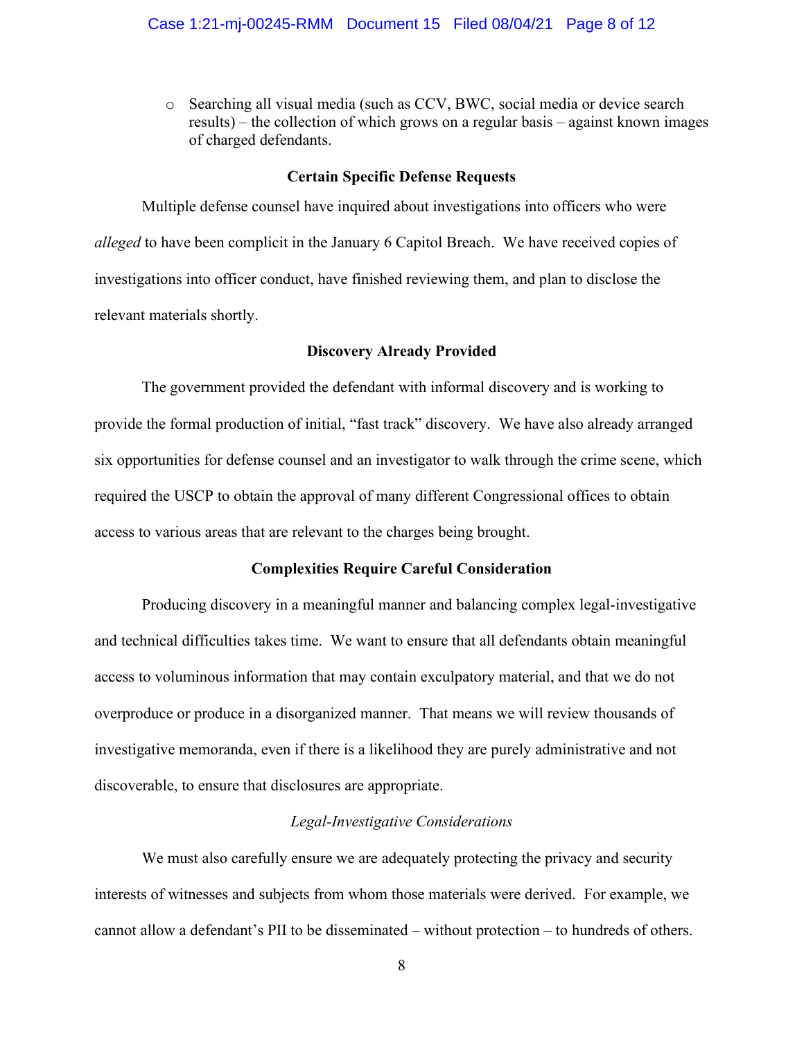- Searching all visual media (such as CCV, BWC, social media or device search results) – the collection of which grows on a regular basis – against known images of charged defendants.

**Certain Specific Defense Requests**

Multiple defense counsel have inquired about investigations into officers who were *alleged* to have been complicit in the January 6 Capitol Breach. We have received copies of investigations into officer conduct, have finished reviewing them, and plan to disclose the relevant materials shortly.

**Discovery Already Provided**

The government provided the defendant with informal discovery and is working to provide the formal production of initial, "fast track" discovery. We have also already arranged six opportunities for defense counsel and an investigator to walk through the crime scene, which required the USCP to obtain the approval of many different Congressional offices to obtain access to various areas that are relevant to the charges being brought.

**Complexities Require Careful Consideration**

Producing discovery in a meaningful manner and balancing complex legal-investigative and technical difficulties takes time. We want to ensure that all defendants obtain meaningful access to voluminous information that may contain exculpatory material, and that we do not overproduce or produce in a disorganized manner. That means we will review thousands of investigative memoranda, even if there is a likelihood they are purely administrative and not discoverable, to ensure that disclosures are appropriate.

*Legal-Investigative Considerations*

We must also carefully ensure we are adequately protecting the privacy and security interests of witnesses and subjects from whom those materials were derived. For example, we cannot allow a defendant's PII to be disseminated – without protection – to hundreds of others.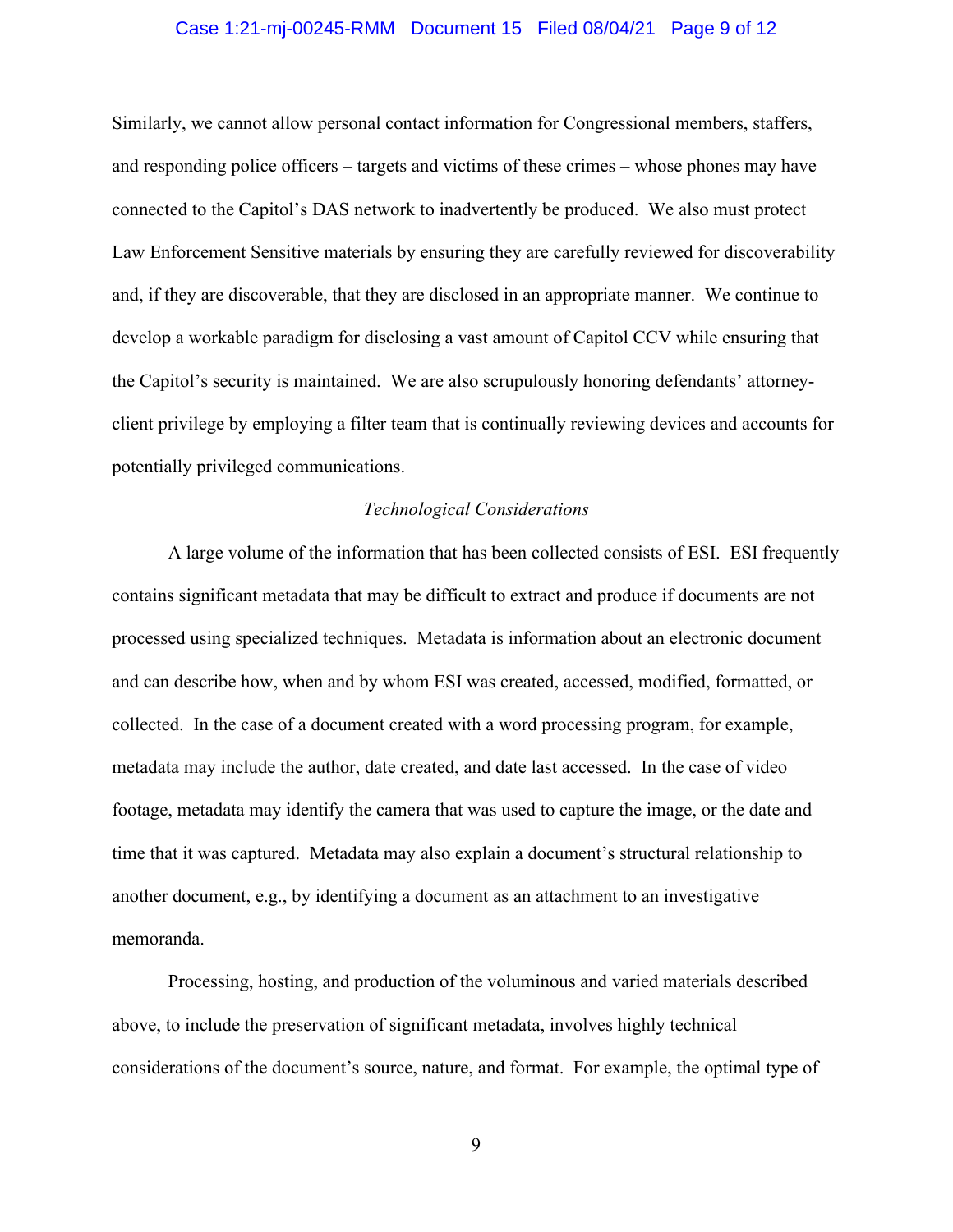Similarly, we cannot allow personal contact information for Congressional members, staffers, and responding police officers – targets and victims of these crimes – whose phones may have connected to the Capitol's DAS network to inadvertently be produced. We also must protect Law Enforcement Sensitive materials by ensuring they are carefully reviewed for discoverability and, if they are discoverable, that they are disclosed in an appropriate manner. We continue to develop a workable paradigm for disclosing a vast amount of Capitol CCV while ensuring that the Capitol's security is maintained. We are also scrupulously honoring defendants' attorney-client privilege by employing a filter team that is continually reviewing devices and accounts for potentially privileged communications.

*Technological Considerations*

A large volume of the information that has been collected consists of ESI. ESI frequently contains significant metadata that may be difficult to extract and produce if documents are not processed using specialized techniques. Metadata is information about an electronic document and can describe how, when and by whom ESI was created, accessed, modified, formatted, or collected. In the case of a document created with a word processing program, for example, metadata may include the author, date created, and date last accessed. In the case of video footage, metadata may identify the camera that was used to capture the image, or the date and time that it was captured. Metadata may also explain a document's structural relationship to another document, e.g., by identifying a document as an attachment to an investigative memoranda.

Processing, hosting, and production of the voluminous and varied materials described above, to include the preservation of significant metadata, involves highly technical considerations of the document's source, nature, and format. For example, the optimal type of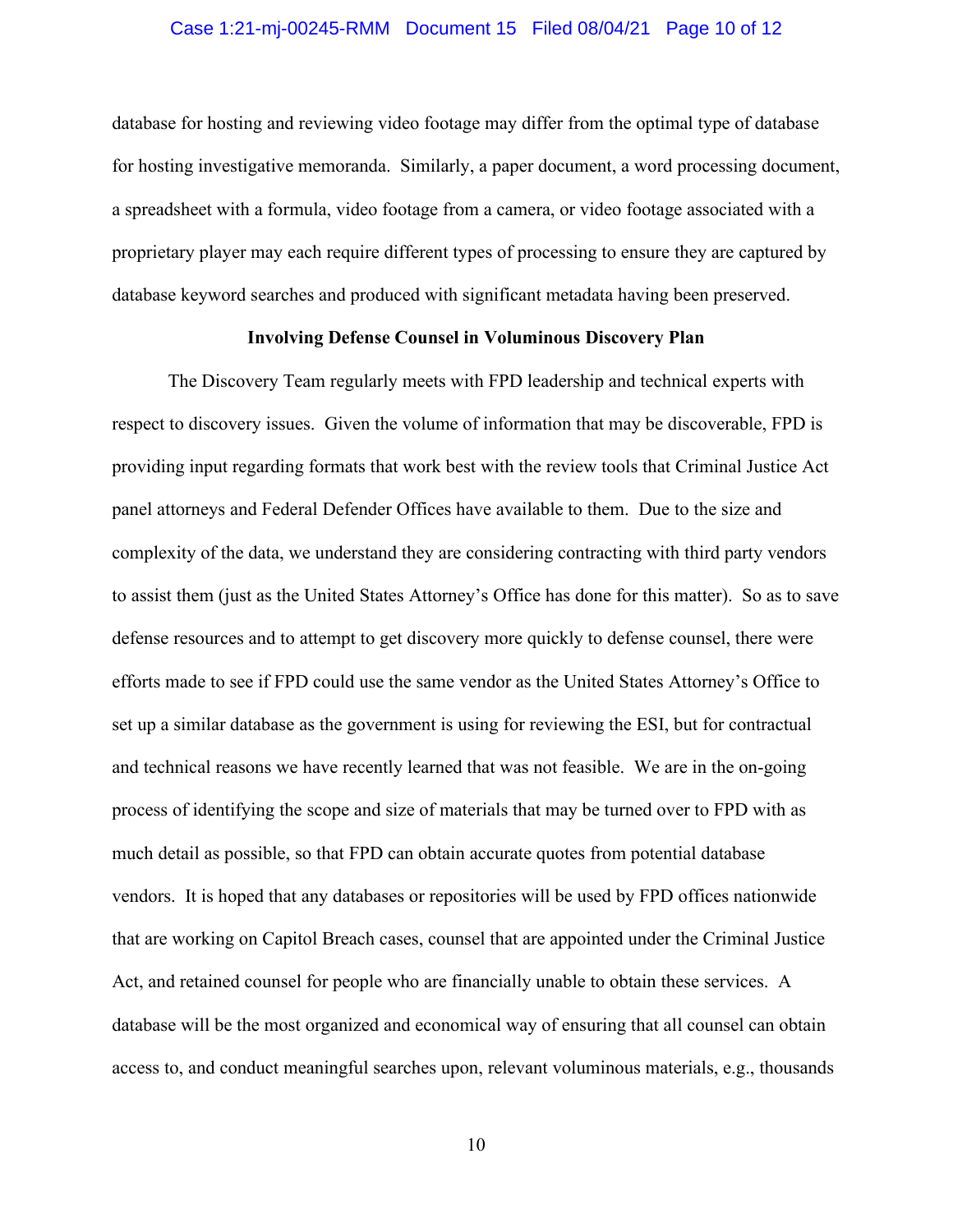database for hosting and reviewing video footage may differ from the optimal type of database for hosting investigative memoranda. Similarly, a paper document, a word processing document, a spreadsheet with a formula, video footage from a camera, or video footage associated with a proprietary player may each require different types of processing to ensure they are captured by database keyword searches and produced with significant metadata having been preserved.

**Involving Defense Counsel in Voluminous Discovery Plan**

The Discovery Team regularly meets with FPD leadership and technical experts with respect to discovery issues. Given the volume of information that may be discoverable, FPD is providing input regarding formats that work best with the review tools that Criminal Justice Act panel attorneys and Federal Defender Offices have available to them. Due to the size and complexity of the data, we understand they are considering contracting with third party vendors to assist them (just as the United States Attorney's Office has done for this matter). So as to save defense resources and to attempt to get discovery more quickly to defense counsel, there were efforts made to see if FPD could use the same vendor as the United States Attorney's Office to set up a similar database as the government is using for reviewing the ESI, but for contractual and technical reasons we have recently learned that was not feasible. We are in the on-going process of identifying the scope and size of materials that may be turned over to FPD with as much detail as possible, so that FPD can obtain accurate quotes from potential database vendors. It is hoped that any databases or repositories will be used by FPD offices nationwide that are working on Capitol Breach cases, counsel that are appointed under the Criminal Justice Act, and retained counsel for people who are financially unable to obtain these services. A database will be the most organized and economical way of ensuring that all counsel can obtain access to, and conduct meaningful searches upon, relevant voluminous materials, e.g., thousands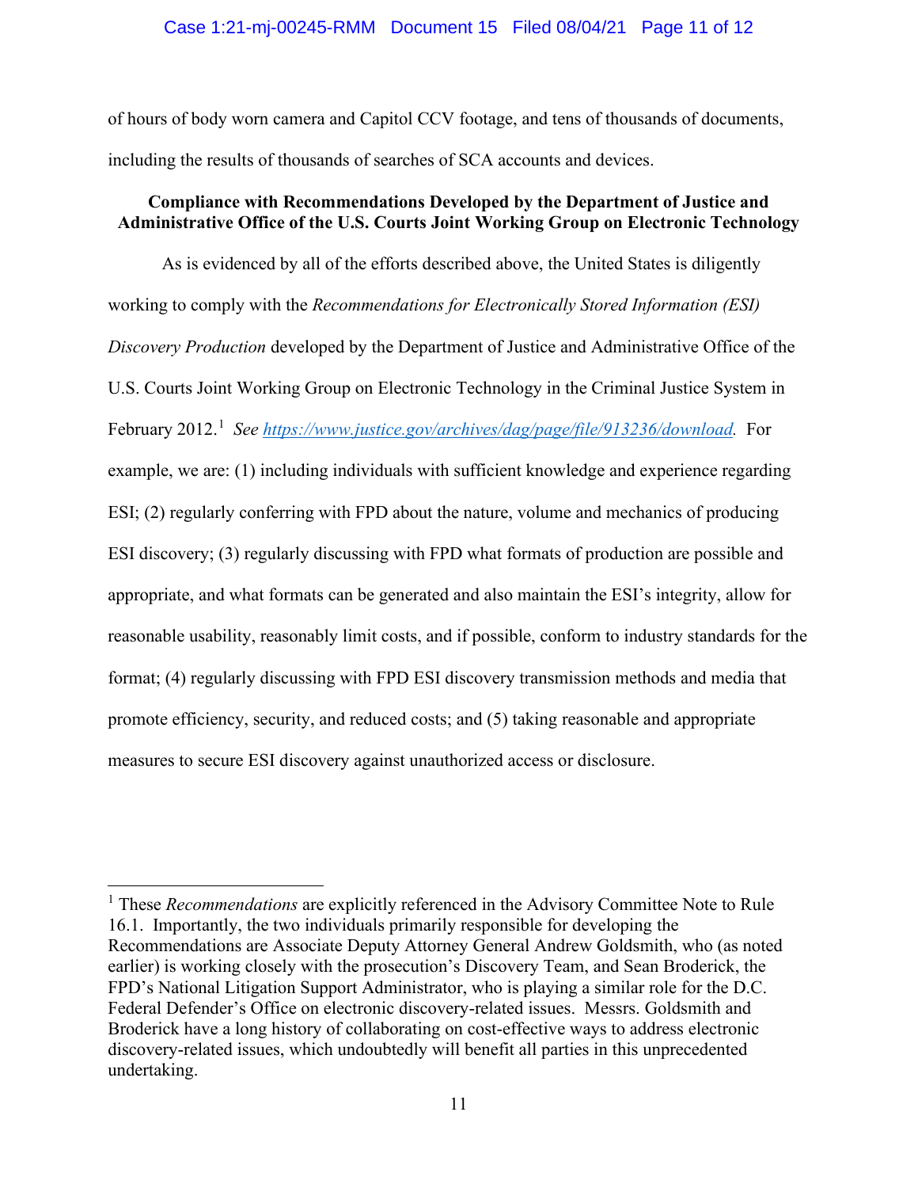of hours of body worn camera and Capitol CCV footage, and tens of thousands of documents, including the results of thousands of searches of SCA accounts and devices.

**Compliance with Recommendations Developed by the Department of Justice and Administrative Office of the U.S. Courts Joint Working Group on Electronic Technology**

As is evidenced by all of the efforts described above, the United States is diligently working to comply with the *Recommendations for Electronically Stored Information (ESI) Discovery Production* developed by the Department of Justice and Administrative Office of the U.S. Courts Joint Working Group on Electronic Technology in the Criminal Justice System in February 2012.[1] *See* https://www.justice.gov/archives/dag/page/file/913236/download. For example, we are: (1) including individuals with sufficient knowledge and experience regarding ESI; (2) regularly conferring with FPD about the nature, volume and mechanics of producing ESI discovery; (3) regularly discussing with FPD what formats of production are possible and appropriate, and what formats can be generated and also maintain the ESI's integrity, allow for reasonable usability, reasonably limit costs, and if possible, conform to industry standards for the format; (4) regularly discussing with FPD ESI discovery transmission methods and media that promote efficiency, security, and reduced costs; and (5) taking reasonable and appropriate measures to secure ESI discovery against unauthorized access or disclosure.

[1] These *Recommendations* are explicitly referenced in the Advisory Committee Note to Rule 16.1. Importantly, the two individuals primarily responsible for developing the Recommendations are Associate Deputy Attorney General Andrew Goldsmith, who (as noted earlier) is working closely with the prosecution's Discovery Team, and Sean Broderick, the FPD's National Litigation Support Administrator, who is playing a similar role for the D.C. Federal Defender's Office on electronic discovery-related issues. Messrs. Goldsmith and Broderick have a long history of collaborating on cost-effective ways to address electronic discovery-related issues, which undoubtedly will benefit all parties in this unprecedented undertaking.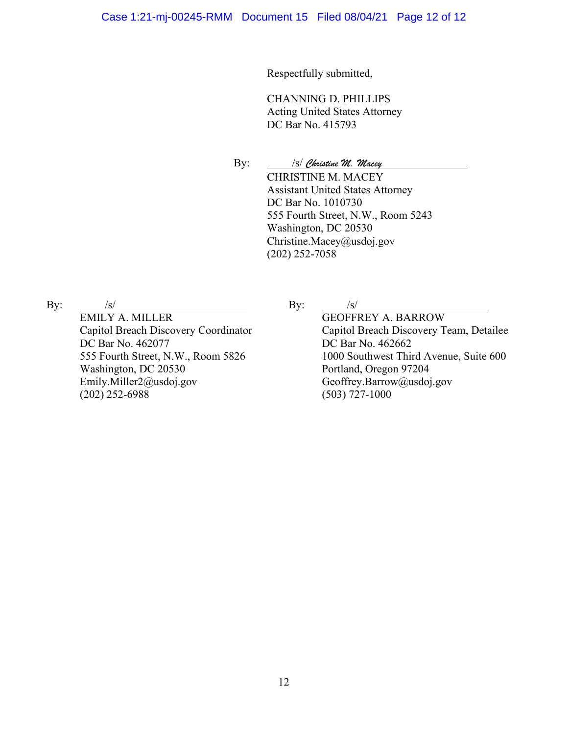Respectfully submitted,

CHANNING D. PHILLIPS
Acting United States Attorney
DC Bar No. 415793

By: /s/ *Christine M. Macey*
CHRISTINE M. MACEY
Assistant United States Attorney
DC Bar No. 1010730
555 Fourth Street, N.W., Room 5243
Washington, DC 20530
Christine.Macey@usdoj.gov
(202) 252-7058

By: /s/
EMILY A. MILLER
Capitol Breach Discovery Coordinator
DC Bar No. 462077
555 Fourth Street, N.W., Room 5826
Washington, DC 20530
Emily.Miller2@usdoj.gov
(202) 252-6988

By: /s/
GEOFFREY A. BARROW
Capitol Breach Discovery Team, Detailee
DC Bar No. 462662
1000 Southwest Third Avenue, Suite 600
Portland, Oregon 97204
Geoffrey.Barrow@usdoj.gov
(503) 727-1000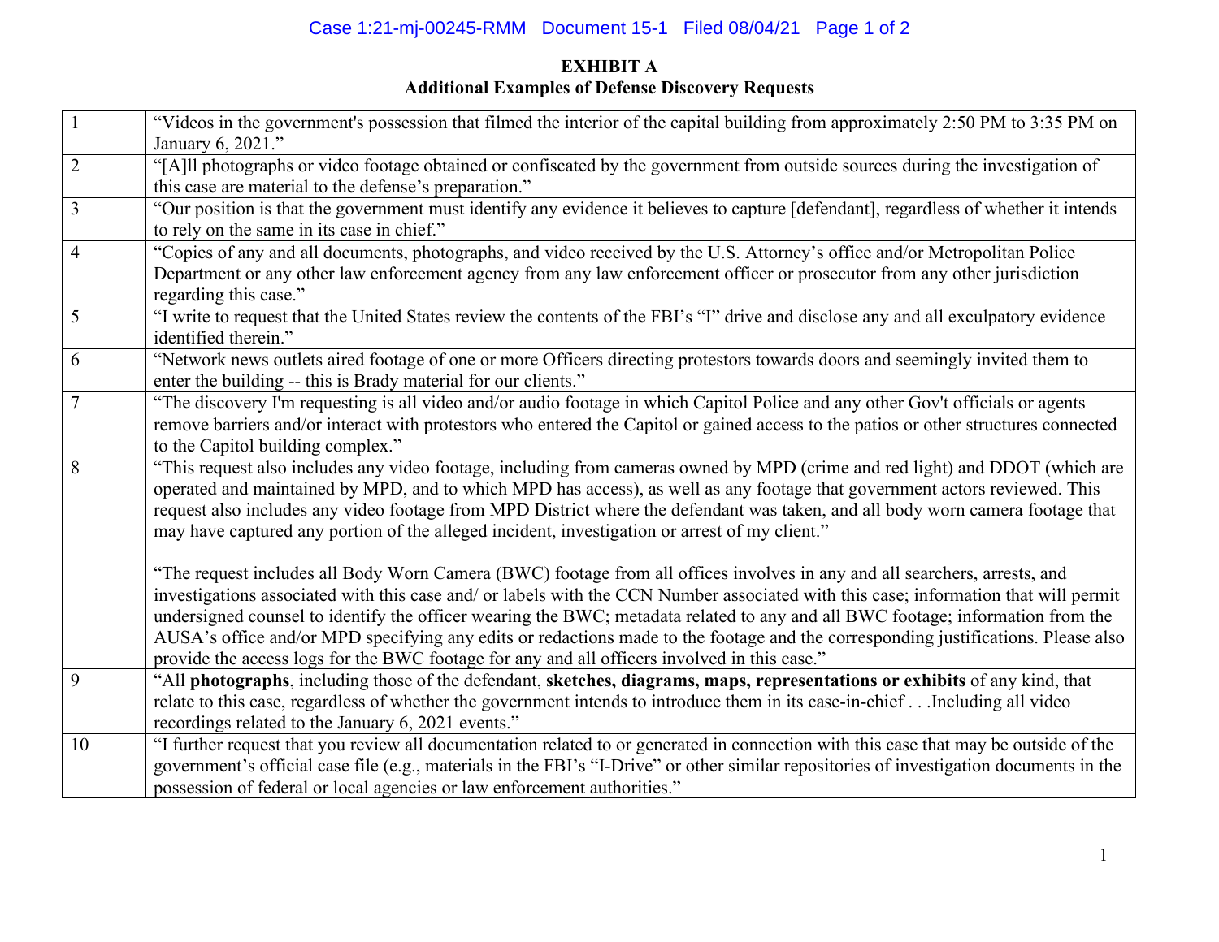**EXHIBIT A**
**Additional Examples of Defense Discovery Requests**

| | |
|---|---|
| 1 | "Videos in the government's possession that filmed the interior of the capital building from approximately 2:50 PM to 3:35 PM on January 6, 2021." |
| 2 | "[A]ll photographs or video footage obtained or confiscated by the government from outside sources during the investigation of this case are material to the defense's preparation." |
| 3 | "Our position is that the government must identify any evidence it believes to capture [defendant], regardless of whether it intends to rely on the same in its case in chief." |
| 4 | "Copies of any and all documents, photographs, and video received by the U.S. Attorney's office and/or Metropolitan Police Department or any other law enforcement agency from any law enforcement officer or prosecutor from any other jurisdiction regarding this case." |
| 5 | "I write to request that the United States review the contents of the FBI's "I" drive and disclose any and all exculpatory evidence identified therein." |
| 6 | "Network news outlets aired footage of one or more Officers directing protestors towards doors and seemingly invited them to enter the building -- this is Brady material for our clients." |
| 7 | "The discovery I'm requesting is all video and/or audio footage in which Capitol Police and any other Gov't officials or agents remove barriers and/or interact with protestors who entered the Capitol or gained access to the patios or other structures connected to the Capitol building complex." |
| 8 | "This request also includes any video footage, including from cameras owned by MPD (crime and red light) and DDOT (which are operated and maintained by MPD, and to which MPD has access), as well as any footage that government actors reviewed. This request also includes any video footage from MPD District where the defendant was taken, and all body worn camera footage that may have captured any portion of the alleged incident, investigation or arrest of my client."<br><br>"The request includes all Body Worn Camera (BWC) footage from all offices involves in any and all searchers, arrests, and investigations associated with this case and/ or labels with the CCN Number associated with this case; information that will permit undersigned counsel to identify the officer wearing the BWC; metadata related to any and all BWC footage; information from the AUSA's office and/or MPD specifying any edits or redactions made to the footage and the corresponding justifications. Please also provide the access logs for the BWC footage for any and all officers involved in this case." |
| 9 | "All **photographs**, including those of the defendant, **sketches, diagrams, maps, representations or exhibits** of any kind, that relate to this case, regardless of whether the government intends to introduce them in its case-in-chief . . .Including all video recordings related to the January 6, 2021 events." |
| 10 | "I further request that you review all documentation related to or generated in connection with this case that may be outside of the government's official case file (e.g., materials in the FBI's "I-Drive" or other similar repositories of investigation documents in the possession of federal or local agencies or law enforcement authorities." |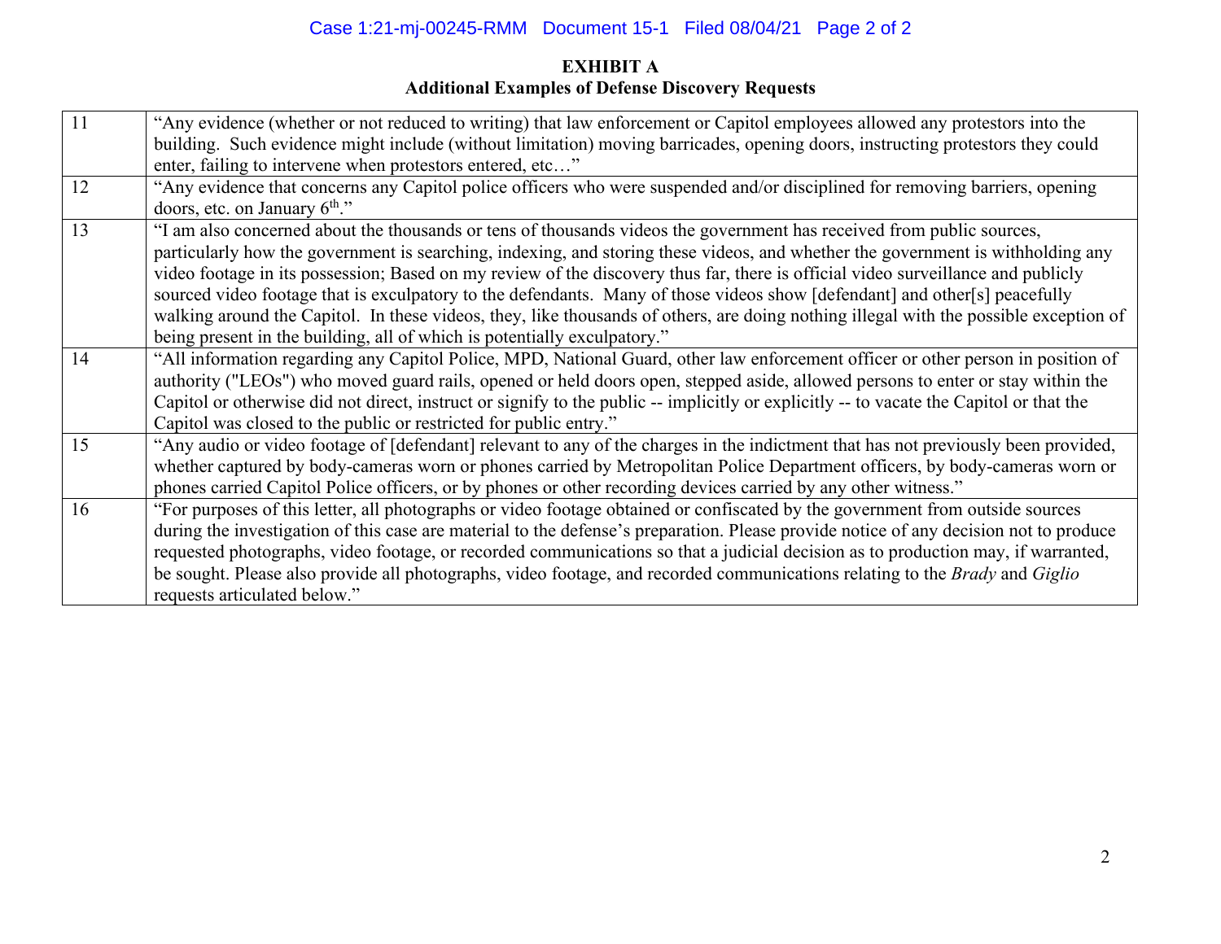**EXHIBIT A**
**Additional Examples of Defense Discovery Requests**

| | |
|---|---|
| 11 | "Any evidence (whether or not reduced to writing) that law enforcement or Capitol employees allowed any protestors into the building. Such evidence might include (without limitation) moving barricades, opening doors, instructing protestors they could enter, failing to intervene when protestors entered, etc…" |
| 12 | "Any evidence that concerns any Capitol police officers who were suspended and/or disciplined for removing barriers, opening doors, etc. on January 6th." |
| 13 | "I am also concerned about the thousands or tens of thousands videos the government has received from public sources, particularly how the government is searching, indexing, and storing these videos, and whether the government is withholding any video footage in its possession; Based on my review of the discovery thus far, there is official video surveillance and publicly sourced video footage that is exculpatory to the defendants. Many of those videos show [defendant] and other[s] peacefully walking around the Capitol. In these videos, they, like thousands of others, are doing nothing illegal with the possible exception of being present in the building, all of which is potentially exculpatory." |
| 14 | "All information regarding any Capitol Police, MPD, National Guard, other law enforcement officer or other person in position of authority ("LEOs") who moved guard rails, opened or held doors open, stepped aside, allowed persons to enter or stay within the Capitol or otherwise did not direct, instruct or signify to the public -- implicitly or explicitly -- to vacate the Capitol or that the Capitol was closed to the public or restricted for public entry." |
| 15 | "Any audio or video footage of [defendant] relevant to any of the charges in the indictment that has not previously been provided, whether captured by body-cameras worn or phones carried by Metropolitan Police Department officers, by body-cameras worn or phones carried Capitol Police officers, or by phones or other recording devices carried by any other witness." |
| 16 | "For purposes of this letter, all photographs or video footage obtained or confiscated by the government from outside sources during the investigation of this case are material to the defense's preparation. Please provide notice of any decision not to produce requested photographs, video footage, or recorded communications so that a judicial decision as to production may, if warranted, be sought. Please also provide all photographs, video footage, and recorded communications relating to the *Brady* and *Giglio* requests articulated below." |